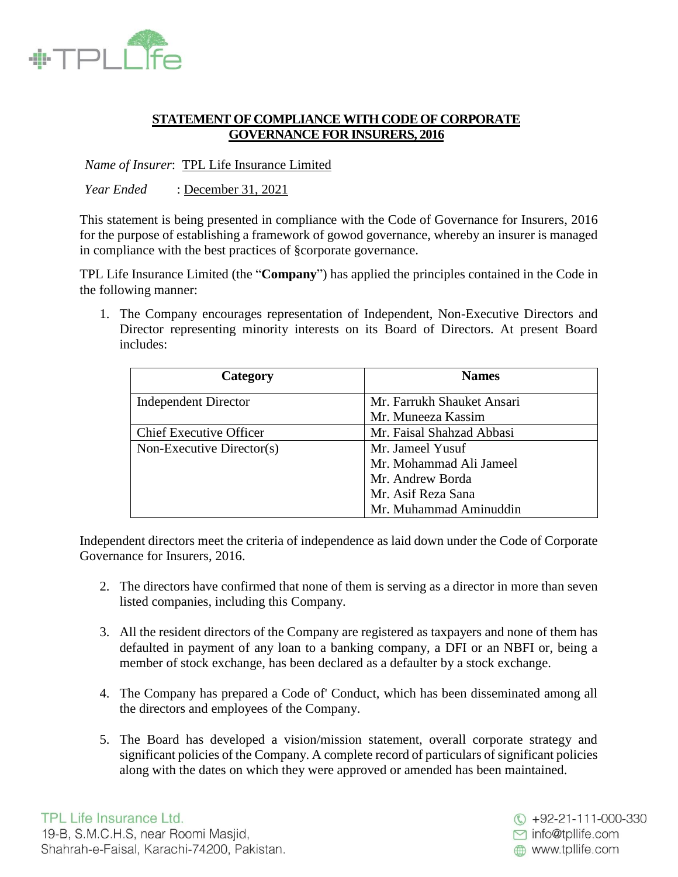## STATEMENT OF COMPLIANCE WITH CODE OF CORPORATE GOVERNANCE FOR INSURERS, 2016

*Name of Insurer*: TPL Life Insurance Limited

*Year Ended* : December 31, 2021

This statement is being presented in compliance with the Code of Governance for Insurers, 2016 for the purpose of establishing a framework of gowod governance, whereby an insurer is managed in compliance with the best practices of §corporate governance.

TPL Life Insurance Limited (the "**Company**") has applied the principles contained in the Code in the following manner:

1. The Company encourages representation of Independent, Non-Executive Directors and Director representing minority interests on its Board of Directors. At present Board includes:

| Category | Names |
|---|---|
| Independent Director | Mr. Farrukh Shauket Ansari<br>Mr. Muneeza Kassim |
| Chief Executive Officer | Mr. Faisal Shahzad Abbasi |
| Non-Executive Director(s) | Mr. Jameel Yusuf<br>Mr. Mohammad Ali Jameel<br>Mr. Andrew Borda<br>Mr. Asif Reza Sana<br>Mr. Muhammad Aminuddin |

Independent directors meet the criteria of independence as laid down under the Code of Corporate Governance for Insurers, 2016.

2. The directors have confirmed that none of them is serving as a director in more than seven listed companies, including this Company.

3. All the resident directors of the Company are registered as taxpayers and none of them has defaulted in payment of any loan to a banking company, a DFI or an NBFI or, being a member of stock exchange, has been declared as a defaulter by a stock exchange.

4. The Company has prepared a Code of' Conduct, which has been disseminated among all the directors and employees of the Company.

5. The Board has developed a vision/mission statement, overall corporate strategy and significant policies of the Company. A complete record of particulars of significant policies along with the dates on which they were approved or amended has been maintained.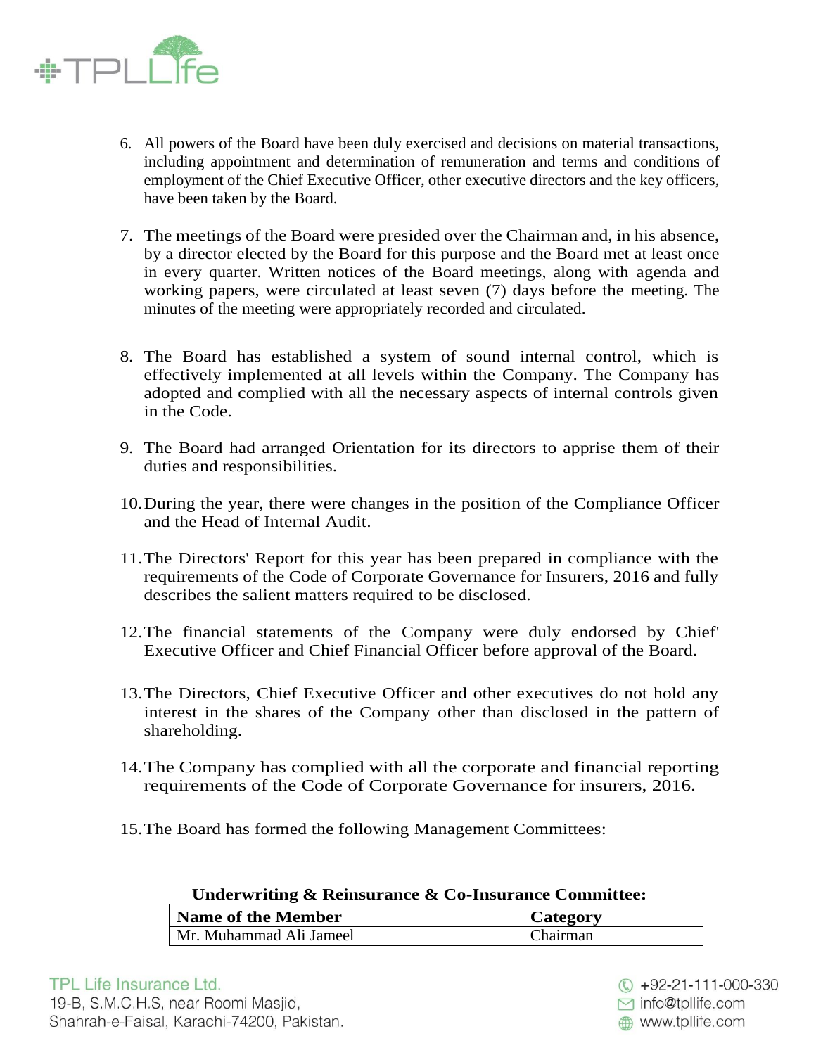6. All powers of the Board have been duly exercised and decisions on material transactions, including appointment and determination of remuneration and terms and conditions of employment of the Chief Executive Officer, other executive directors and the key officers, have been taken by the Board.

7. The meetings of the Board were presided over the Chairman and, in his absence, by a director elected by the Board for this purpose and the Board met at least once in every quarter. Written notices of the Board meetings, along with agenda and working papers, were circulated at least seven (7) days before the meeting. The minutes of the meeting were appropriately recorded and circulated.

8. The Board has established a system of sound internal control, which is effectively implemented at all levels within the Company. The Company has adopted and complied with all the necessary aspects of internal controls given in the Code.

9. The Board had arranged Orientation for its directors to apprise them of their duties and responsibilities.

10. During the year, there were changes in the position of the Compliance Officer and the Head of Internal Audit.

11. The Directors' Report for this year has been prepared in compliance with the requirements of the Code of Corporate Governance for Insurers, 2016 and fully describes the salient matters required to be disclosed.

12. The financial statements of the Company were duly endorsed by Chief' Executive Officer and Chief Financial Officer before approval of the Board.

13. The Directors, Chief Executive Officer and other executives do not hold any interest in the shares of the Company other than disclosed in the pattern of shareholding.

14. The Company has complied with all the corporate and financial reporting requirements of the Code of Corporate Governance for insurers, 2016.

15. The Board has formed the following Management Committees:

**Underwriting & Reinsurance & Co-Insurance Committee:**

| Name of the Member | Category |
|---|---|
| Mr. Muhammad Ali Jameel | Chairman |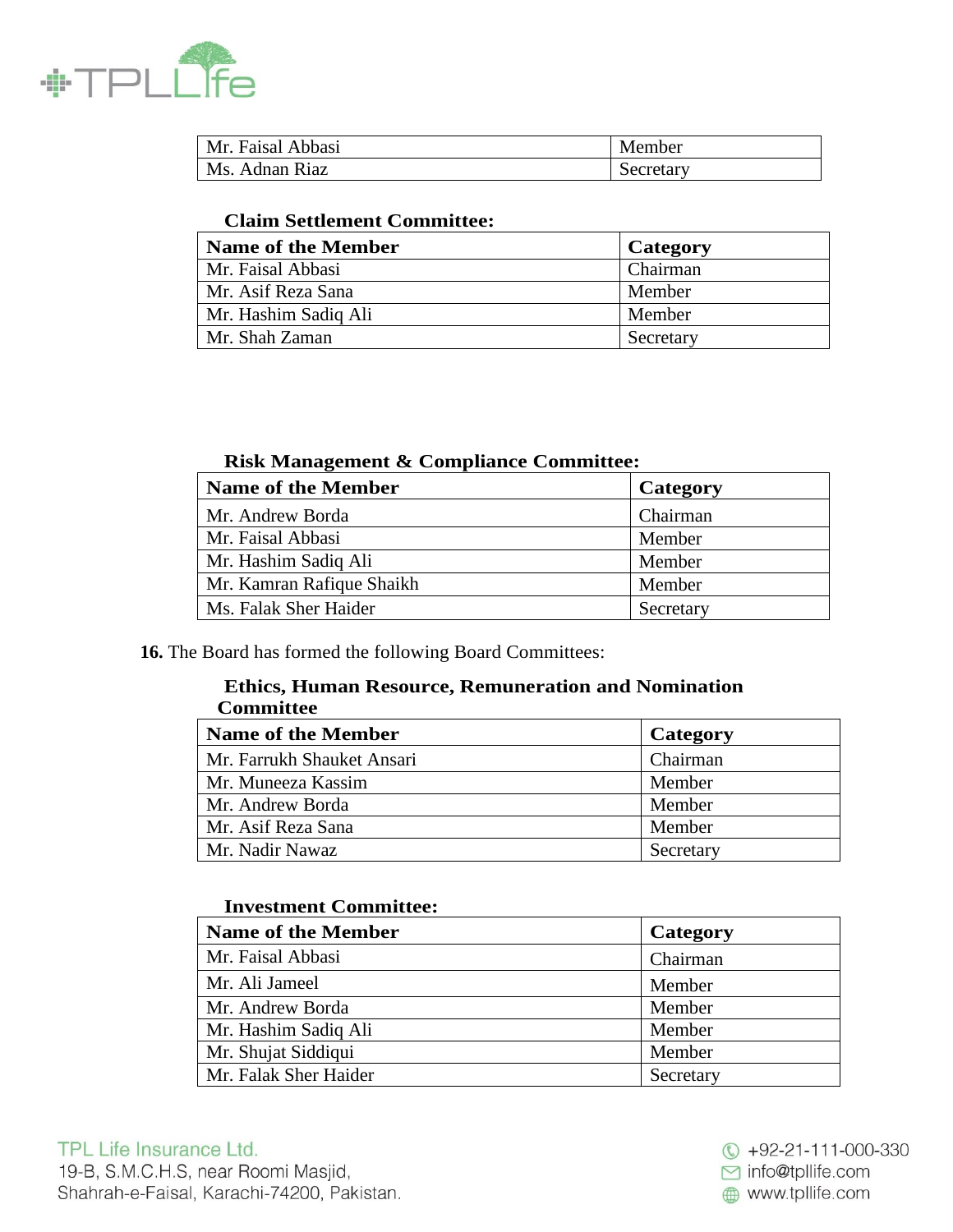| Mr. Faisal Abbasi | Member |
|---|---|
| Ms. Adnan Riaz | Secretary |

**Claim Settlement Committee:**

| Name of the Member | Category |
|---|---|
| Mr. Faisal Abbasi | Chairman |
| Mr. Asif Reza Sana | Member |
| Mr. Hashim Sadiq Ali | Member |
| Mr. Shah Zaman | Secretary |

**Risk Management & Compliance Committee:**

| Name of the Member | Category |
|---|---|
| Mr. Andrew Borda | Chairman |
| Mr. Faisal Abbasi | Member |
| Mr. Hashim Sadiq Ali | Member |
| Mr. Kamran Rafique Shaikh | Member |
| Ms. Falak Sher Haider | Secretary |

**16.** The Board has formed the following Board Committees:

**Ethics, Human Resource, Remuneration and Nomination Committee**

| Name of the Member | Category |
|---|---|
| Mr. Farrukh Shauket Ansari | Chairman |
| Mr. Muneeza Kassim | Member |
| Mr. Andrew Borda | Member |
| Mr. Asif Reza Sana | Member |
| Mr. Nadir Nawaz | Secretary |

**Investment Committee:**

| Name of the Member | Category |
|---|---|
| Mr. Faisal Abbasi | Chairman |
| Mr. Ali Jameel | Member |
| Mr. Andrew Borda | Member |
| Mr. Hashim Sadiq Ali | Member |
| Mr. Shujat Siddiqui | Member |
| Mr. Falak Sher Haider | Secretary |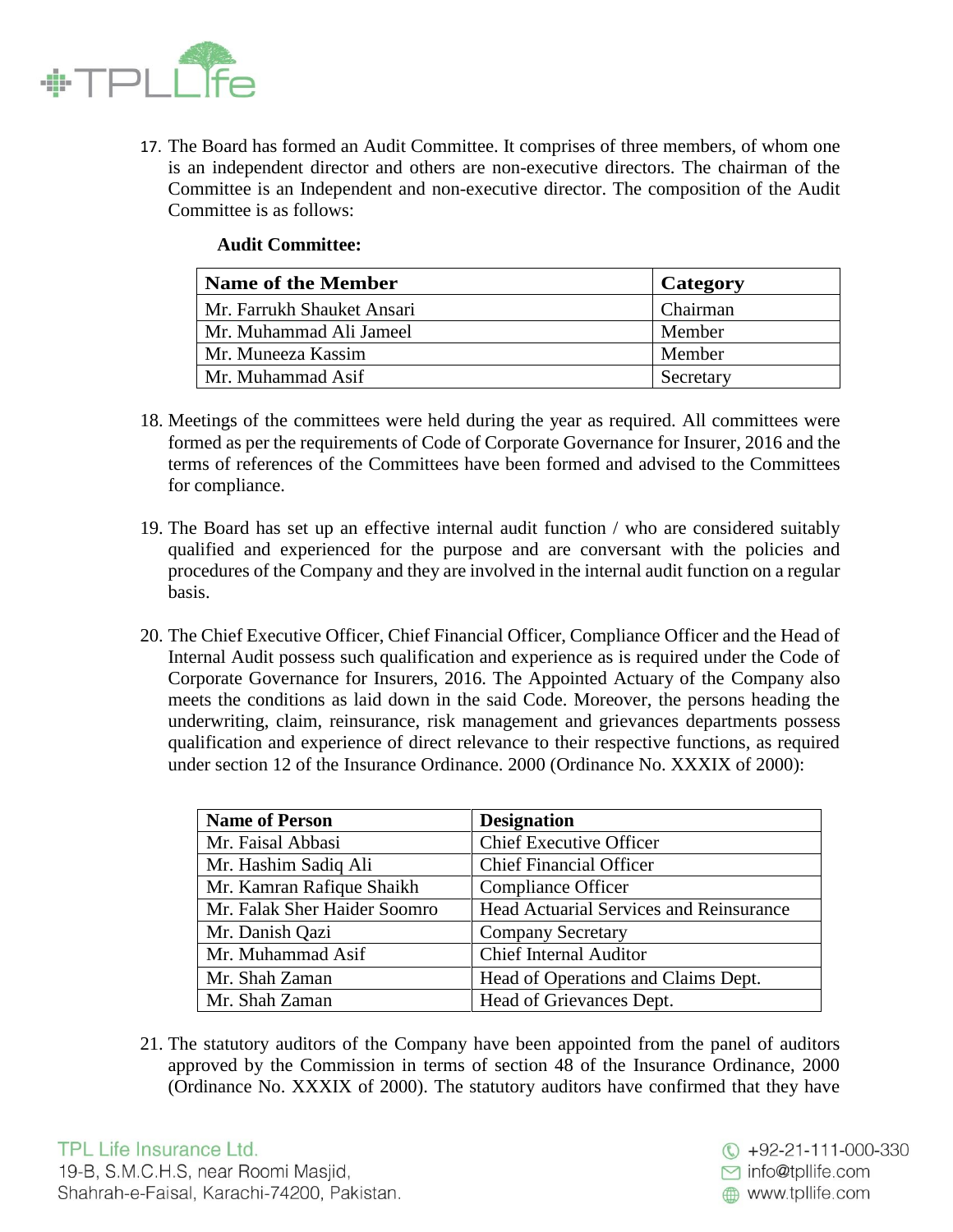17. The Board has formed an Audit Committee. It comprises of three members, of whom one is an independent director and others are non-executive directors. The chairman of the Committee is an Independent and non-executive director. The composition of the Audit Committee is as follows:

**Audit Committee:**

| Name of the Member | Category |
|---|---|
| Mr. Farrukh Shauket Ansari | Chairman |
| Mr. Muhammad Ali Jameel | Member |
| Mr. Muneeza Kassim | Member |
| Mr. Muhammad Asif | Secretary |

18. Meetings of the committees were held during the year as required. All committees were formed as per the requirements of Code of Corporate Governance for Insurer, 2016 and the terms of references of the Committees have been formed and advised to the Committees for compliance.

19. The Board has set up an effective internal audit function / who are considered suitably qualified and experienced for the purpose and are conversant with the policies and procedures of the Company and they are involved in the internal audit function on a regular basis.

20. The Chief Executive Officer, Chief Financial Officer, Compliance Officer and the Head of Internal Audit possess such qualification and experience as is required under the Code of Corporate Governance for Insurers, 2016. The Appointed Actuary of the Company also meets the conditions as laid down in the said Code. Moreover, the persons heading the underwriting, claim, reinsurance, risk management and grievances departments possess qualification and experience of direct relevance to their respective functions, as required under section 12 of the Insurance Ordinance. 2000 (Ordinance No. XXXIX of 2000):

| Name of Person | Designation |
|---|---|
| Mr. Faisal Abbasi | Chief Executive Officer |
| Mr. Hashim Sadiq Ali | Chief Financial Officer |
| Mr. Kamran Rafique Shaikh | Compliance Officer |
| Mr. Falak Sher Haider Soomro | Head Actuarial Services and Reinsurance |
| Mr. Danish Qazi | Company Secretary |
| Mr. Muhammad Asif | Chief Internal Auditor |
| Mr. Shah Zaman | Head of Operations and Claims Dept. |
| Mr. Shah Zaman | Head of Grievances Dept. |

21. The statutory auditors of the Company have been appointed from the panel of auditors approved by the Commission in terms of section 48 of the Insurance Ordinance, 2000 (Ordinance No. XXXIX of 2000). The statutory auditors have confirmed that they have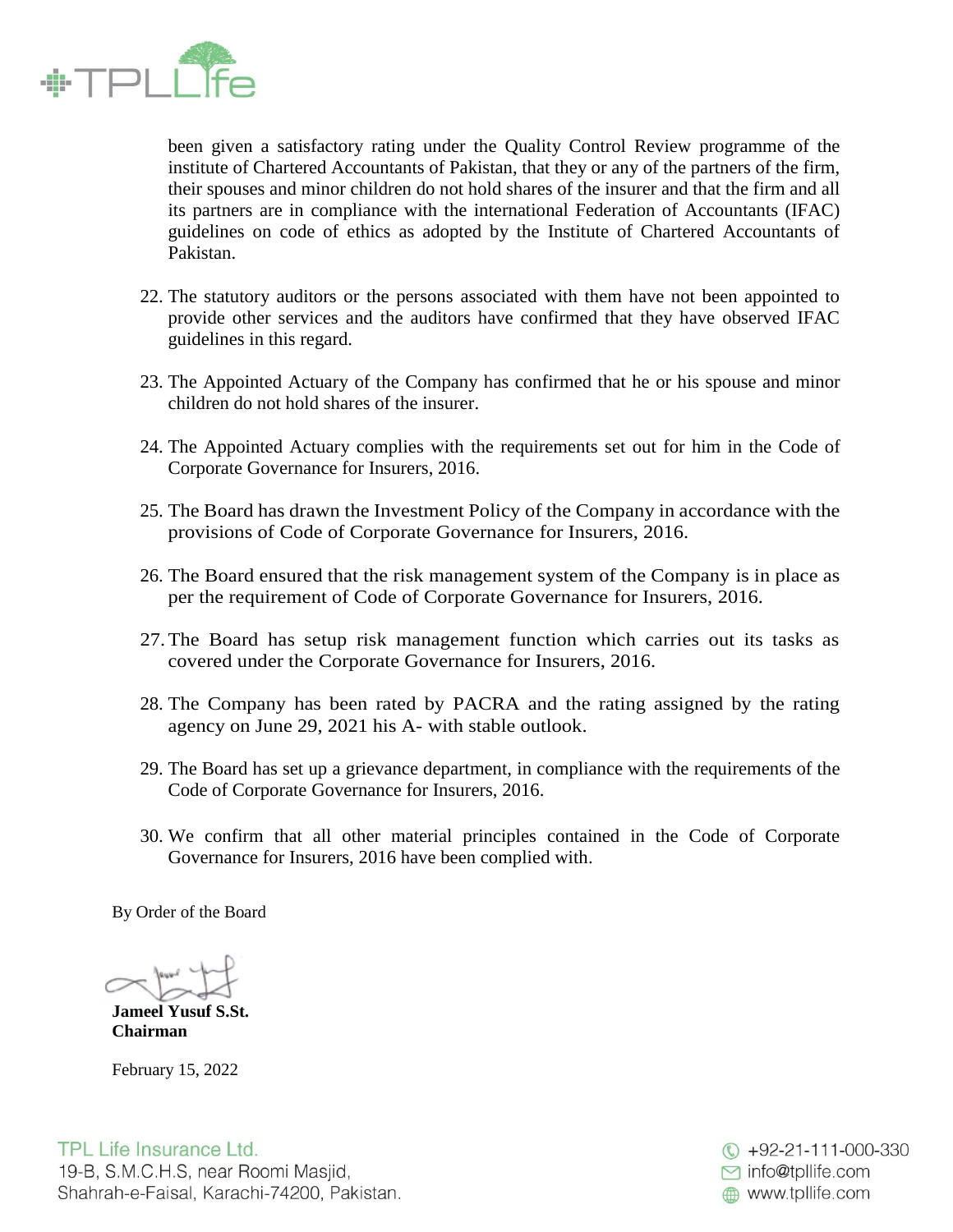been given a satisfactory rating under the Quality Control Review programme of the institute of Chartered Accountants of Pakistan, that they or any of the partners of the firm, their spouses and minor children do not hold shares of the insurer and that the firm and all its partners are in compliance with the international Federation of Accountants (IFAC) guidelines on code of ethics as adopted by the Institute of Chartered Accountants of Pakistan.

22. The statutory auditors or the persons associated with them have not been appointed to provide other services and the auditors have confirmed that they have observed IFAC guidelines in this regard.

23. The Appointed Actuary of the Company has confirmed that he or his spouse and minor children do not hold shares of the insurer.

24. The Appointed Actuary complies with the requirements set out for him in the Code of Corporate Governance for Insurers, 2016.

25. The Board has drawn the Investment Policy of the Company in accordance with the provisions of Code of Corporate Governance for Insurers, 2016.

26. The Board ensured that the risk management system of the Company is in place as per the requirement of Code of Corporate Governance for Insurers, 2016.

27. The Board has setup risk management function which carries out its tasks as covered under the Corporate Governance for Insurers, 2016.

28. The Company has been rated by PACRA and the rating assigned by the rating agency on June 29, 2021 his A- with stable outlook.

29. The Board has set up a grievance department, in compliance with the requirements of the Code of Corporate Governance for Insurers, 2016.

30. We confirm that all other material principles contained in the Code of Corporate Governance for Insurers, 2016 have been complied with.

By Order of the Board

**Jameel Yusuf S.St.**
**Chairman**

February 15, 2022